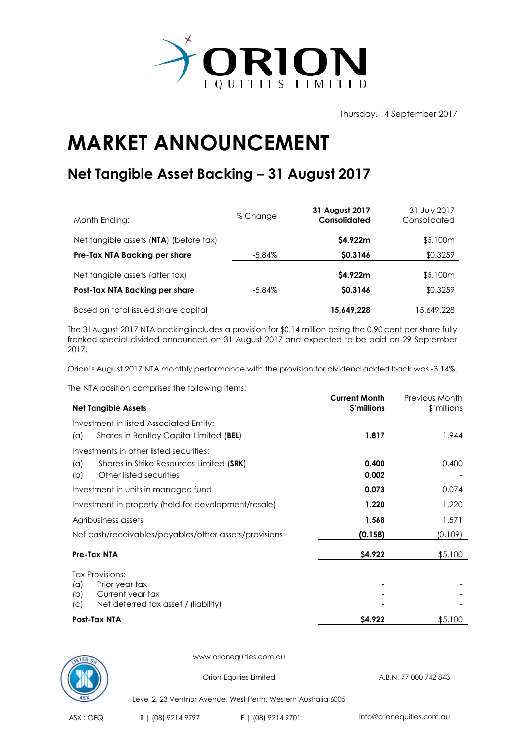Thursday, 14 September 2017

# MARKET ANNOUNCEMENT

## Net Tangible Asset Backing – 31 August 2017

| Month Ending: | % Change | **31 August 2017 Consolidated** | 31 July 2017 Consolidated |
|---|---|---|---|
| Net tangible assets (**NTA**) (before tax) | | **$4.922m** | $5.100m |
| **Pre-Tax NTA Backing per share** | -5.84% | **$0.3146** | $0.3259 |
| Net tangible assets (after tax) | | **$4.922m** | $5.100m |
| **Post-Tax NTA Backing per share** | -5.84% | **$0.3146** | $0.3259 |
| Based on total issued share capital | | **15,649,228** | 15,649,228 |

The 31August 2017 NTA backing includes a provision for $0.14 million being the 0.90 cent per share fully franked special divided announced on 31 August 2017 and expected to be paid on 29 September 2017.

Orion's August 2017 NTA monthly performance with the provision for dividend added back was -3.14%.

The NTA position comprises the following items:

| **Net Tangible Assets** | **Current Month $'millions** | Previous Month $'millions |
|---|---|---|
| Investment in listed Associated Entity: | | |
| (a) Shares in Bentley Capital Limited (**BEL**) | **1.817** | 1.944 |
| Investments in other listed securities: | | |
| (a) Shares in Strike Resources Limited (**SRK**) | **0.400** | 0.400 |
| (b) Other listed securities | **0.002** | - |
| Investment in units in managed fund | **0.073** | 0.074 |
| Investment in property (held for development/resale) | **1.220** | 1.220 |
| Agribusiness assets | **1.568** | 1.571 |
| Net cash/receivables/payables/other assets/provisions | **(0.158)** | (0.109) |
| **Pre-Tax NTA** | **$4.922** | $5.100 |
| Tax Provisions: | | |
| (a) Prior year tax | **-** | - |
| (b) Current year tax | **-** | - |
| (c) Net deferred tax asset / (liability) | **-** | - |
| **Post-Tax NTA** | **$4.922** | $5.100 |

www.orionequities.com.au

Orion Equities Limited A.B.N. 77 000 742 843

Level 2, 23 Ventnor Avenue, West Perth, Western Australia 6005

ASX : OEQ **T** | (08) 9214 9797 **F** | (08) 9214 9701 info@orionequities.com.au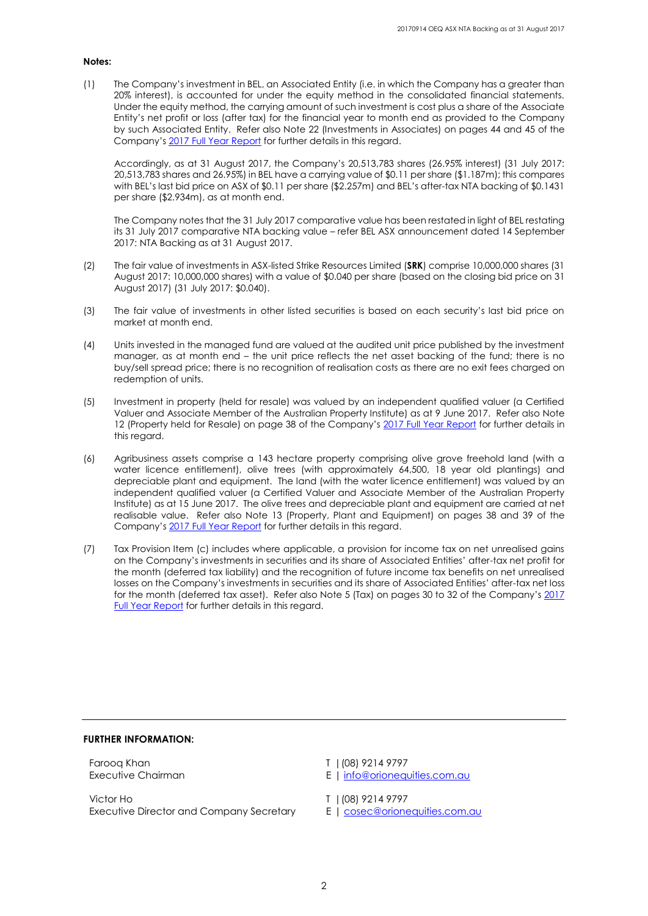**Notes:**

(1) The Company's investment in BEL, an Associated Entity (i.e. in which the Company has a greater than 20% interest), is accounted for under the equity method in the consolidated financial statements. Under the equity method, the carrying amount of such investment is cost plus a share of the Associate Entity's net profit or loss (after tax) for the financial year to month end as provided to the Company by such Associated Entity. Refer also Note 22 (Investments in Associates) on pages 44 and 45 of the Company's 2017 Full Year Report for further details in this regard.

Accordingly, as at 31 August 2017, the Company's 20,513,783 shares (26.95% interest) (31 July 2017: 20,513,783 shares and 26.95%) in BEL have a carrying value of $0.11 per share ($1.187m); this compares with BEL's last bid price on ASX of $0.11 per share ($2.257m) and BEL's after-tax NTA backing of $0.1431 per share ($2.934m), as at month end.

The Company notes that the 31 July 2017 comparative value has been restated in light of BEL restating its 31 July 2017 comparative NTA backing value – refer BEL ASX announcement dated 14 September 2017: NTA Backing as at 31 August 2017.

(2) The fair value of investments in ASX-listed Strike Resources Limited (**SRK**) comprise 10,000,000 shares (31 August 2017: 10,000,000 shares) with a value of $0.040 per share (based on the closing bid price on 31 August 2017) (31 July 2017: $0.040).

(3) The fair value of investments in other listed securities is based on each security's last bid price on market at month end.

(4) Units invested in the managed fund are valued at the audited unit price published by the investment manager, as at month end – the unit price reflects the net asset backing of the fund; there is no buy/sell spread price; there is no recognition of realisation costs as there are no exit fees charged on redemption of units.

(5) Investment in property (held for resale) was valued by an independent qualified valuer (a Certified Valuer and Associate Member of the Australian Property Institute) as at 9 June 2017. Refer also Note 12 (Property held for Resale) on page 38 of the Company's 2017 Full Year Report for further details in this regard.

(6) Agribusiness assets comprise a 143 hectare property comprising olive grove freehold land (with a water licence entitlement), olive trees (with approximately 64,500, 18 year old plantings) and depreciable plant and equipment. The land (with the water licence entitlement) was valued by an independent qualified valuer (a Certified Valuer and Associate Member of the Australian Property Institute) as at 15 June 2017. The olive trees and depreciable plant and equipment are carried at net realisable value. Refer also Note 13 (Property, Plant and Equipment) on pages 38 and 39 of the Company's 2017 Full Year Report for further details in this regard.

(7) Tax Provision Item (c) includes where applicable, a provision for income tax on net unrealised gains on the Company's investments in securities and its share of Associated Entities' after-tax net profit for the month (deferred tax liability) and the recognition of future income tax benefits on net unrealised losses on the Company's investments in securities and its share of Associated Entities' after-tax net loss for the month (deferred tax asset). Refer also Note 5 (Tax) on pages 30 to 32 of the Company's 2017 Full Year Report for further details in this regard.

---

**FURTHER INFORMATION:**

| | |
|---|---|
| Farooq Khan<br>Executive Chairman | T \| (08) 9214 9797<br>E \| info@orionequities.com.au |
| Victor Ho<br>Executive Director and Company Secretary | T \| (08) 9214 9797<br>E \| cosec@orionequities.com.au |